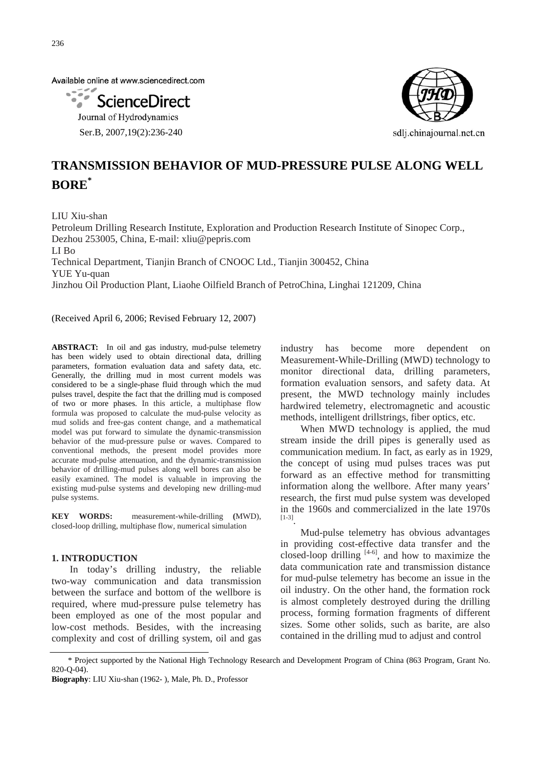Available online at www.sciencedirect.com

ScienceDirect

Journal of Hydrodynamics

Ser.B, 2007,19(2):236-240

sdlj.chinajournal.net.cn

# TRANSMISSION BEHAVIOR OF MUD-PRESSURE PULSE ALONG WELL BORE*

LIU Xiu-shan
Petroleum Drilling Research Institute, Exploration and Production Research Institute of Sinopec Corp., Dezhou 253005, China, E-mail: xliu@pepris.com
LI Bo
Technical Department, Tianjin Branch of CNOOC Ltd., Tianjin 300452, China
YUE Yu-quan
Jinzhou Oil Production Plant, Liaohe Oilfield Branch of PetroChina, Linghai 121209, China

(Received April 6, 2006; Revised February 12, 2007)

**ABSTRACT:** In oil and gas industry, mud-pulse telemetry has been widely used to obtain directional data, drilling parameters, formation evaluation data and safety data, etc. Generally, the drilling mud in most current models was considered to be a single-phase fluid through which the mud pulses travel, despite the fact that the drilling mud is composed of two or more phases. In this article, a multiphase flow formula was proposed to calculate the mud-pulse velocity as mud solids and free-gas content change, and a mathematical model was put forward to simulate the dynamic-transmission behavior of the mud-pressure pulse or waves. Compared to conventional methods, the present model provides more accurate mud-pulse attenuation, and the dynamic-transmission behavior of drilling-mud pulses along well bores can also be easily examined. The model is valuable in improving the existing mud-pulse systems and developing new drilling-mud pulse systems.

**KEY WORDS:** measurement-while-drilling (MWD), closed-loop drilling, multiphase flow, numerical simulation

## 1. INTRODUCTION

In today's drilling industry, the reliable two-way communication and data transmission between the surface and bottom of the wellbore is required, where mud-pressure pulse telemetry has been employed as one of the most popular and low-cost methods. Besides, with the increasing complexity and cost of drilling system, oil and gas industry has become more dependent on Measurement-While-Drilling (MWD) technology to monitor directional data, drilling parameters, formation evaluation sensors, and safety data. At present, the MWD technology mainly includes hardwired telemetry, electromagnetic and acoustic methods, intelligent drillstrings, fiber optics, etc.

When MWD technology is applied, the mud stream inside the drill pipes is generally used as communication medium. In fact, as early as in 1929, the concept of using mud pulses traces was put forward as an effective method for transmitting information along the wellbore. After many years' research, the first mud pulse system was developed in the 1960s and commercialized in the late 1970s [1-3].

Mud-pulse telemetry has obvious advantages in providing cost-effective data transfer and the closed-loop drilling [4-6], and how to maximize the data communication rate and transmission distance for mud-pulse telemetry has become an issue in the oil industry. On the other hand, the formation rock is almost completely destroyed during the drilling process, forming formation fragments of different sizes. Some other solids, such as barite, are also contained in the drilling mud to adjust and control

---

\* Project supported by the National High Technology Research and Development Program of China (863 Program, Grant No. 820-Q-04).

**Biography**: LIU Xiu-shan (1962- ), Male, Ph. D., Professor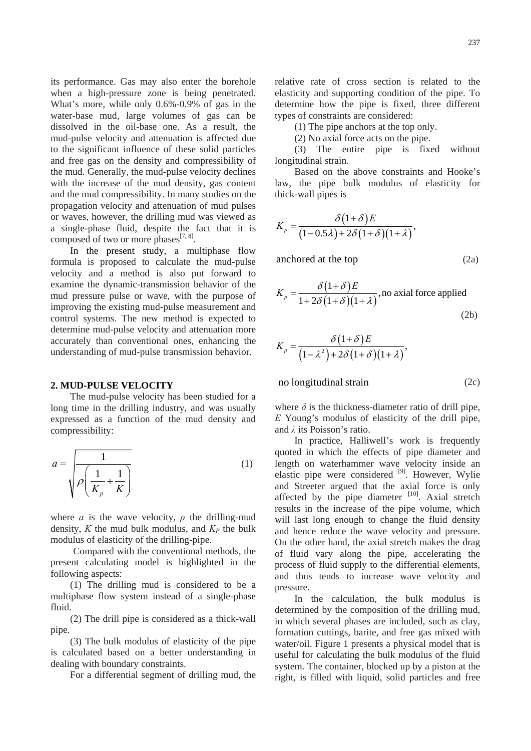its performance. Gas may also enter the borehole when a high-pressure zone is being penetrated. What's more, while only 0.6%-0.9% of gas in the water-base mud, large volumes of gas can be dissolved in the oil-base one. As a result, the mud-pulse velocity and attenuation is affected due to the significant influence of these solid particles and free gas on the density and compressibility of the mud. Generally, the mud-pulse velocity declines with the increase of the mud density, gas content and the mud compressibility. In many studies on the propagation velocity and attenuation of mud pulses or waves, however, the drilling mud was viewed as a single-phase fluid, despite the fact that it is composed of two or more phases[7, 8].

In the present study, a multiphase flow formula is proposed to calculate the mud-pulse velocity and a method is also put forward to examine the dynamic-transmission behavior of the mud pressure pulse or wave, with the purpose of improving the existing mud-pulse measurement and control systems. The new method is expected to determine mud-pulse velocity and attenuation more accurately than conventional ones, enhancing the understanding of mud-pulse transmission behavior.

## 2. MUD-PULSE VELOCITY

The mud-pulse velocity has been studied for a long time in the drilling industry, and was usually expressed as a function of the mud density and compressibility:

$$a = \sqrt{\frac{1}{\rho\left(\frac{1}{K_p} + \frac{1}{K}\right)}} \tag{1}$$

where $a$ is the wave velocity, $\rho$ the drilling-mud density, $K$ the mud bulk modulus, and $K_P$ the bulk modulus of elasticity of the drilling-pipe.

Compared with the conventional methods, the present calculating model is highlighted in the following aspects:

(1) The drilling mud is considered to be a multiphase flow system instead of a single-phase fluid.

(2) The drill pipe is considered as a thick-wall pipe.

(3) The bulk modulus of elasticity of the pipe is calculated based on a better understanding in dealing with boundary constraints.

For a differential segment of drilling mud, the relative rate of cross section is related to the elasticity and supporting condition of the pipe. To determine how the pipe is fixed, three different types of constraints are considered:

(1) The pipe anchors at the top only.

(2) No axial force acts on the pipe.

(3) The entire pipe is fixed without longitudinal strain.

Based on the above constraints and Hooke's law, the pipe bulk modulus of elasticity for thick-wall pipes is

$$K_p = \frac{\delta(1+\delta)E}{(1-0.5\lambda) + 2\delta(1+\delta)(1+\lambda)},$$

anchored at the top (2a)

$$K_p = \frac{\delta(1+\delta)E}{1 + 2\delta(1+\delta)(1+\lambda)}, \text{no axial force applied} \tag{2b}$$

$$K_p = \frac{\delta(1+\delta)E}{(1-\lambda^2) + 2\delta(1+\delta)(1+\lambda)},$$

no longitudinal strain (2c)

where $\delta$ is the thickness-diameter ratio of drill pipe, $E$ Young's modulus of elasticity of the drill pipe, and $\lambda$ its Poisson's ratio.

In practice, Halliwell's work is frequently quoted in which the effects of pipe diameter and length on waterhammer wave velocity inside an elastic pipe were considered [9]. However, Wylie and Streeter argued that the axial force is only affected by the pipe diameter [10]. Axial stretch results in the increase of the pipe volume, which will last long enough to change the fluid density and hence reduce the wave velocity and pressure. On the other hand, the axial stretch makes the drag of fluid vary along the pipe, accelerating the process of fluid supply to the differential elements, and thus tends to increase wave velocity and pressure.

In the calculation, the bulk modulus is determined by the composition of the drilling mud, in which several phases are included, such as clay, formation cuttings, barite, and free gas mixed with water/oil. Figure 1 presents a physical model that is useful for calculating the bulk modulus of the fluid system. The container, blocked up by a piston at the right, is filled with liquid, solid particles and free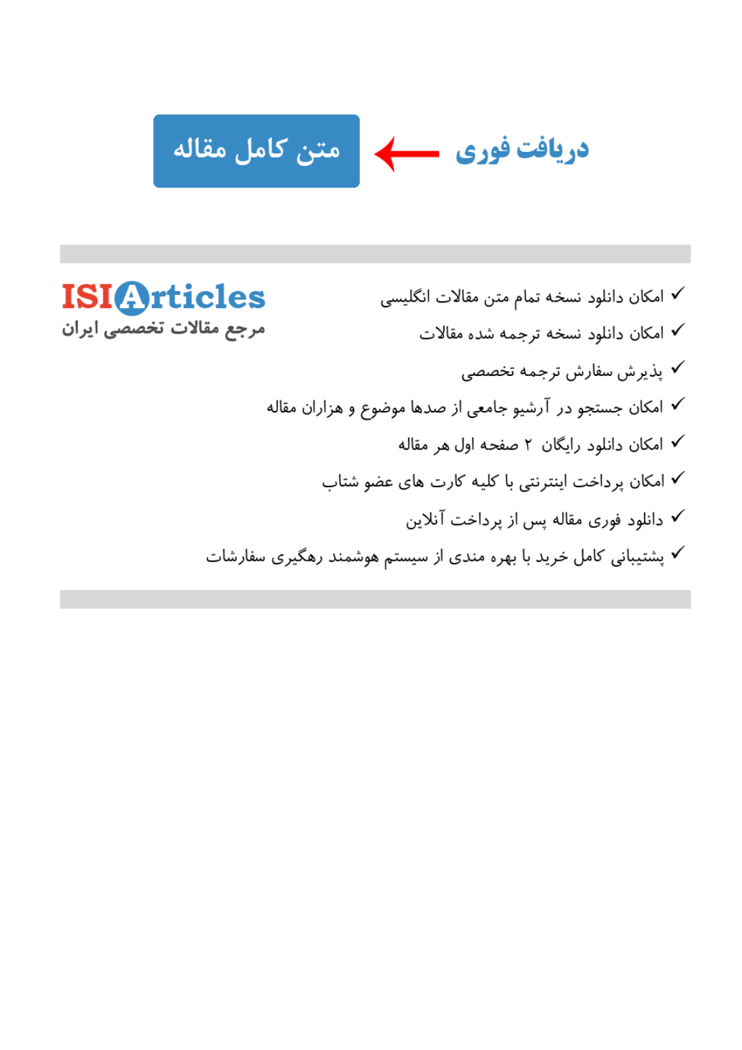دریافت فوری ← **متن کامل مقاله**

**ISIArticles**
مرجع مقالات تخصصی ایران

- ✓ امکان دانلود نسخه تمام متن مقالات انگلیسی
- ✓ امکان دانلود نسخه ترجمه شده مقالات
- ✓ پذیرش سفارش ترجمه تخصصی
- ✓ امکان جستجو در آرشیو جامعی از صدها موضوع و هزاران مقاله
- ✓ امکان دانلود رایگان ۲ صفحه اول هر مقاله
- ✓ امکان پرداخت اینترنتی با کلیه کارت های عضو شتاب
- ✓ دانلود فوری مقاله پس از پرداخت آنلاین
- ✓ پشتیبانی کامل خرید با بهره مندی از سیستم هوشمند رهگیری سفارشات